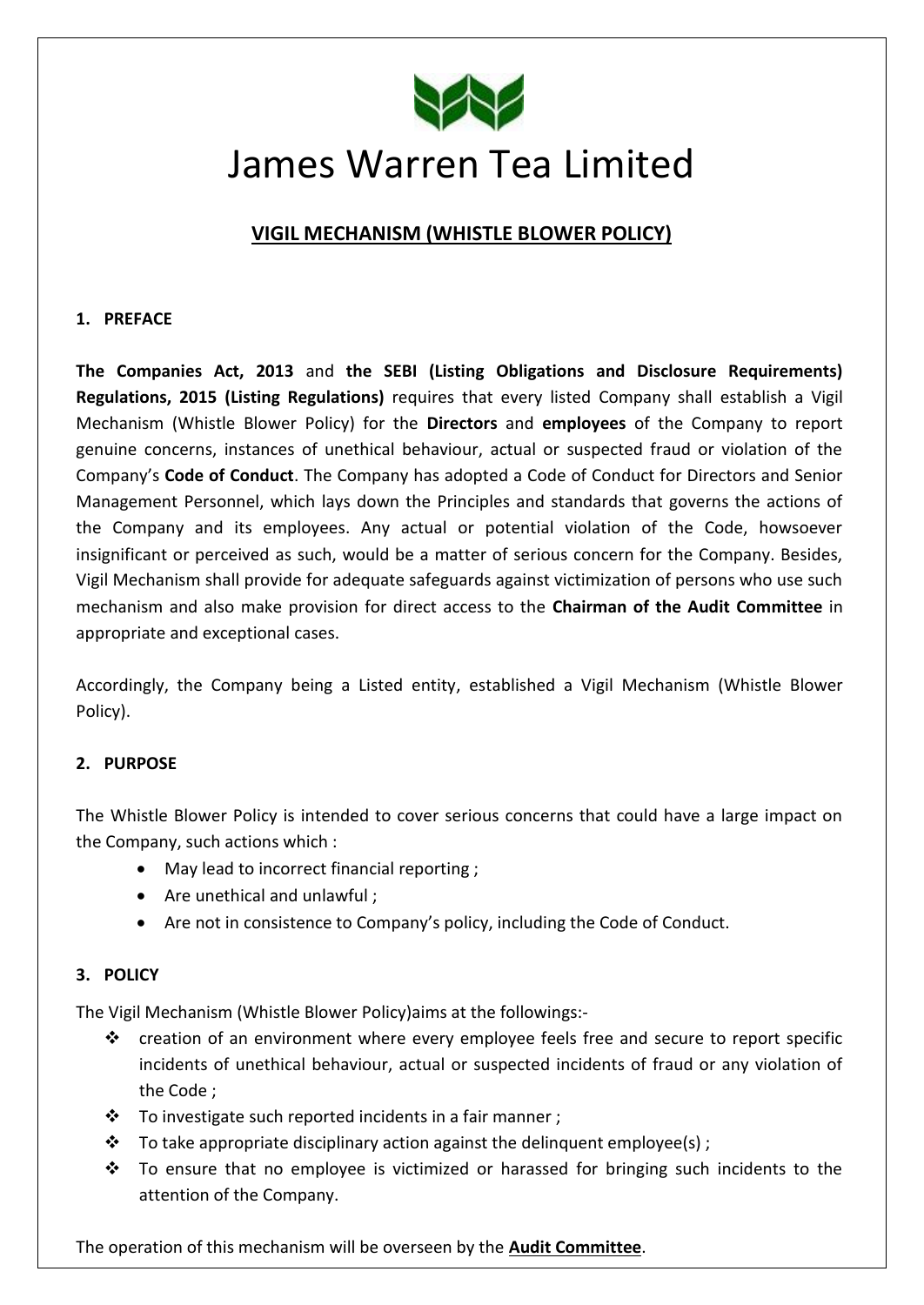# James Warren Tea Limited

## VIGIL MECHANISM (WHISTLE BLOWER POLICY)

### 1. PREFACE

**The Companies Act, 2013** and **the SEBI (Listing Obligations and Disclosure Requirements) Regulations, 2015 (Listing Regulations)** requires that every listed Company shall establish a Vigil Mechanism (Whistle Blower Policy) for the **Directors** and **employees** of the Company to report genuine concerns, instances of unethical behaviour, actual or suspected fraud or violation of the Company's **Code of Conduct**. The Company has adopted a Code of Conduct for Directors and Senior Management Personnel, which lays down the Principles and standards that governs the actions of the Company and its employees. Any actual or potential violation of the Code, howsoever insignificant or perceived as such, would be a matter of serious concern for the Company. Besides, Vigil Mechanism shall provide for adequate safeguards against victimization of persons who use such mechanism and also make provision for direct access to the **Chairman of the Audit Committee** in appropriate and exceptional cases.

Accordingly, the Company being a Listed entity, established a Vigil Mechanism (Whistle Blower Policy).

### 2. PURPOSE

The Whistle Blower Policy is intended to cover serious concerns that could have a large impact on the Company, such actions which :

- May lead to incorrect financial reporting ;
- Are unethical and unlawful ;
- Are not in consistence to Company's policy, including the Code of Conduct.

### 3. POLICY

The Vigil Mechanism (Whistle Blower Policy)aims at the followings:-

- creation of an environment where every employee feels free and secure to report specific incidents of unethical behaviour, actual or suspected incidents of fraud or any violation of the Code ;
- To investigate such reported incidents in a fair manner ;
- To take appropriate disciplinary action against the delinquent employee(s) ;
- To ensure that no employee is victimized or harassed for bringing such incidents to the attention of the Company.

The operation of this mechanism will be overseen by the **Audit Committee**.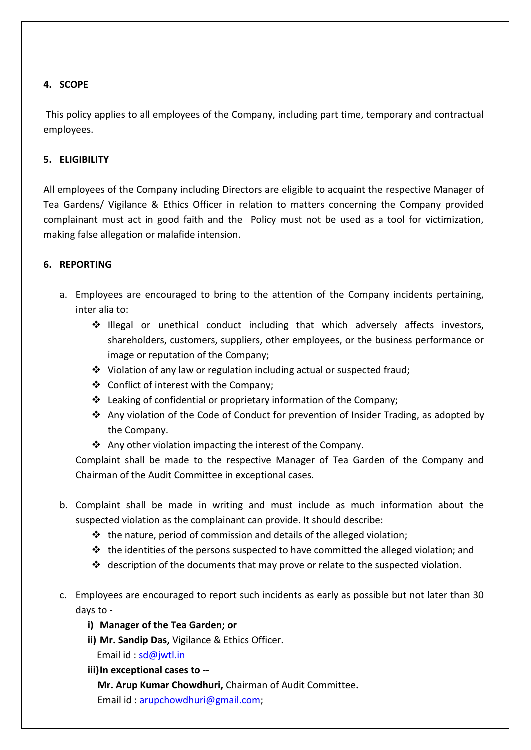## 4. SCOPE

This policy applies to all employees of the Company, including part time, temporary and contractual employees.

## 5. ELIGIBILITY

All employees of the Company including Directors are eligible to acquaint the respective Manager of Tea Gardens/ Vigilance & Ethics Officer in relation to matters concerning the Company provided complainant must act in good faith and the Policy must not be used as a tool for victimization, making false allegation or malafide intension.

## 6. REPORTING

a. Employees are encouraged to bring to the attention of the Company incidents pertaining, inter alia to:

- Illegal or unethical conduct including that which adversely affects investors, shareholders, customers, suppliers, other employees, or the business performance or image or reputation of the Company;
- Violation of any law or regulation including actual or suspected fraud;
- Conflict of interest with the Company;
- Leaking of confidential or proprietary information of the Company;
- Any violation of the Code of Conduct for prevention of Insider Trading, as adopted by the Company.
- Any other violation impacting the interest of the Company.

Complaint shall be made to the respective Manager of Tea Garden of the Company and Chairman of the Audit Committee in exceptional cases.

b. Complaint shall be made in writing and must include as much information about the suspected violation as the complainant can provide. It should describe:

- the nature, period of commission and details of the alleged violation;
- the identities of the persons suspected to have committed the alleged violation; and
- description of the documents that may prove or relate to the suspected violation.

c. Employees are encouraged to report such incidents as early as possible but not later than 30 days to -

**i) Manager of the Tea Garden; or**

**ii) Mr. Sandip Das,** Vigilance & Ethics Officer.
Email id : sd@jwtl.in

**iii) In exceptional cases to --**
**Mr. Arup Kumar Chowdhuri,** Chairman of Audit Committee**.**
Email id : arupchowdhuri@gmail.com;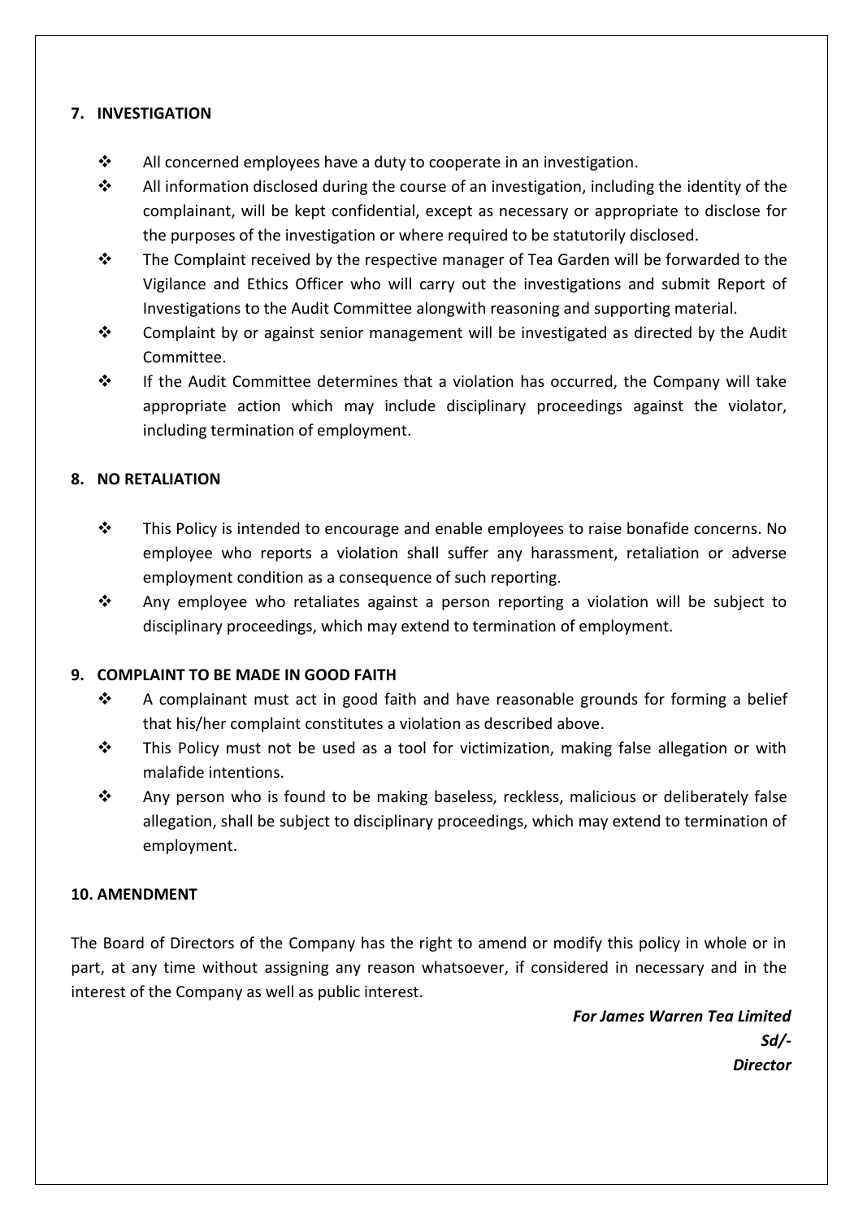## 7. INVESTIGATION

- All concerned employees have a duty to cooperate in an investigation.
- All information disclosed during the course of an investigation, including the identity of the complainant, will be kept confidential, except as necessary or appropriate to disclose for the purposes of the investigation or where required to be statutorily disclosed.
- The Complaint received by the respective manager of Tea Garden will be forwarded to the Vigilance and Ethics Officer who will carry out the investigations and submit Report of Investigations to the Audit Committee alongwith reasoning and supporting material.
- Complaint by or against senior management will be investigated as directed by the Audit Committee.
- If the Audit Committee determines that a violation has occurred, the Company will take appropriate action which may include disciplinary proceedings against the violator, including termination of employment.

## 8. NO RETALIATION

- This Policy is intended to encourage and enable employees to raise bonafide concerns. No employee who reports a violation shall suffer any harassment, retaliation or adverse employment condition as a consequence of such reporting.
- Any employee who retaliates against a person reporting a violation will be subject to disciplinary proceedings, which may extend to termination of employment.

## 9. COMPLAINT TO BE MADE IN GOOD FAITH

- A complainant must act in good faith and have reasonable grounds for forming a belief that his/her complaint constitutes a violation as described above.
- This Policy must not be used as a tool for victimization, making false allegation or with malafide intentions.
- Any person who is found to be making baseless, reckless, malicious or deliberately false allegation, shall be subject to disciplinary proceedings, which may extend to termination of employment.

## 10. AMENDMENT

The Board of Directors of the Company has the right to amend or modify this policy in whole or in part, at any time without assigning any reason whatsoever, if considered in necessary and in the interest of the Company as well as public interest.

***For James Warren Tea Limited***
***Sd/-***
***Director***